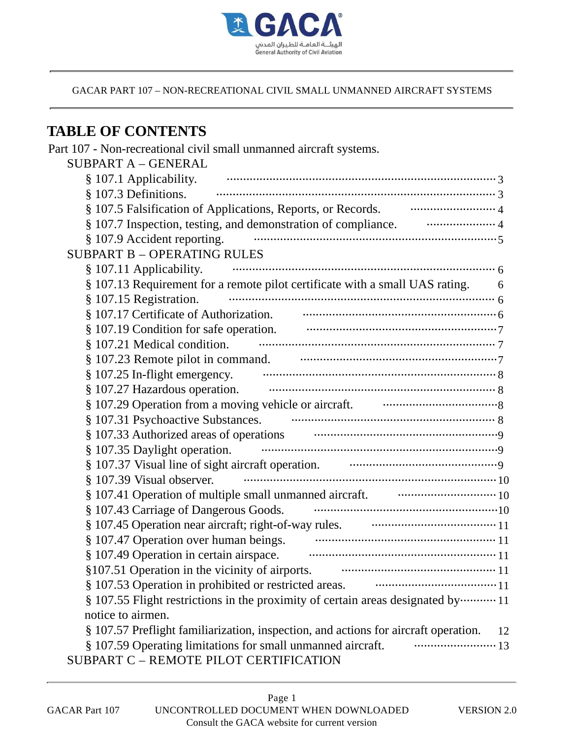GACAR PART 107 – NON-RECREATIONAL CIVIL SMALL UNMANNED AIRCRAFT SYSTEMS

# TABLE OF CONTENTS

Part 107 - Non-recreational civil small unmanned aircraft systems.

SUBPART A – GENERAL

- § 107.1 Applicability. ........ 3
- § 107.3 Definitions. ........ 3
- § 107.5 Falsification of Applications, Reports, or Records. ........ 4
- § 107.7 Inspection, testing, and demonstration of compliance. ........ 4
- § 107.9 Accident reporting. ........ 5

SUBPART B – OPERATING RULES

- § 107.11 Applicability. ........ 6
- § 107.13 Requirement for a remote pilot certificate with a small UAS rating. 6
- § 107.15 Registration. ........ 6
- § 107.17 Certificate of Authorization. ........ 6
- § 107.19 Condition for safe operation. ........ 7
- § 107.21 Medical condition. ........ 7
- § 107.23 Remote pilot in command. ........ 7
- § 107.25 In-flight emergency. ........ 8
- § 107.27 Hazardous operation. ........ 8
- § 107.29 Operation from a moving vehicle or aircraft. ........ 8
- § 107.31 Psychoactive Substances. ........ 8
- § 107.33 Authorized areas of operations ........ 9
- § 107.35 Daylight operation. ........ 9
- § 107.37 Visual line of sight aircraft operation. ........ 9
- § 107.39 Visual observer. ........ 10
- § 107.41 Operation of multiple small unmanned aircraft. ........ 10
- § 107.43 Carriage of Dangerous Goods. ........ 10
- § 107.45 Operation near aircraft; right-of-way rules. ........ 11
- § 107.47 Operation over human beings. ........ 11
- § 107.49 Operation in certain airspace. ........ 11
- §107.51 Operation in the vicinity of airports. ........ 11
- § 107.53 Operation in prohibited or restricted areas. ........ 11
- § 107.55 Flight restrictions in the proximity of certain areas designated by notice to airmen. ........ 11
- § 107.57 Preflight familiarization, inspection, and actions for aircraft operation. 12
- § 107.59 Operating limitations for small unmanned aircraft. ........ 13

SUBPART C – REMOTE PILOT CERTIFICATION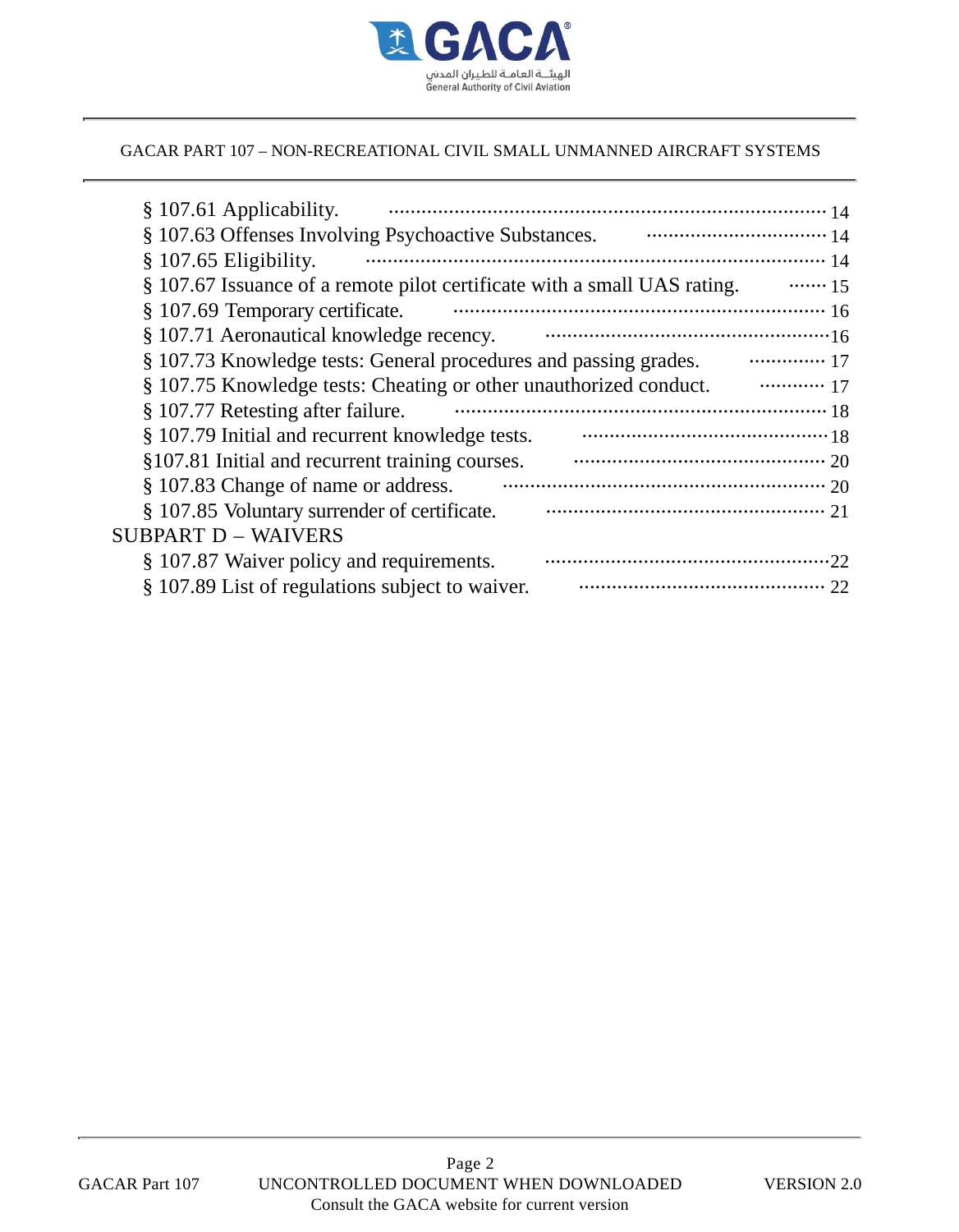§ 107.61 Applicability. ............ 14
§ 107.63 Offenses Involving Psychoactive Substances. ............ 14
§ 107.65 Eligibility. ............ 14
§ 107.67 Issuance of a remote pilot certificate with a small UAS rating. ............ 15
§ 107.69 Temporary certificate. ............ 16
§ 107.71 Aeronautical knowledge recency. ............ 16
§ 107.73 Knowledge tests: General procedures and passing grades. ............ 17
§ 107.75 Knowledge tests: Cheating or other unauthorized conduct. ............ 17
§ 107.77 Retesting after failure. ............ 18
§ 107.79 Initial and recurrent knowledge tests. ............ 18
§107.81 Initial and recurrent training courses. ............ 20
§ 107.83 Change of name or address. ............ 20
§ 107.85 Voluntary surrender of certificate. ............ 21

SUBPART D – WAIVERS

§ 107.87 Waiver policy and requirements. ............ 22
§ 107.89 List of regulations subject to waiver. ............ 22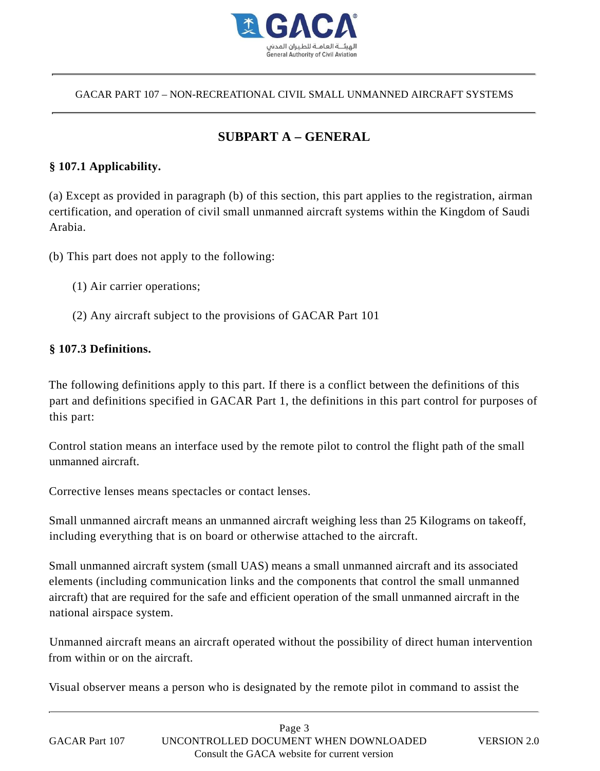## SUBPART A – GENERAL

**§ 107.1 Applicability.**

(a) Except as provided in paragraph (b) of this section, this part applies to the registration, airman certification, and operation of civil small unmanned aircraft systems within the Kingdom of Saudi Arabia.

(b) This part does not apply to the following:

(1) Air carrier operations;

(2) Any aircraft subject to the provisions of GACAR Part 101

**§ 107.3 Definitions.**

The following definitions apply to this part. If there is a conflict between the definitions of this part and definitions specified in GACAR Part 1, the definitions in this part control for purposes of this part:

Control station means an interface used by the remote pilot to control the flight path of the small unmanned aircraft.

Corrective lenses means spectacles or contact lenses.

Small unmanned aircraft means an unmanned aircraft weighing less than 25 Kilograms on takeoff, including everything that is on board or otherwise attached to the aircraft.

Small unmanned aircraft system (small UAS) means a small unmanned aircraft and its associated elements (including communication links and the components that control the small unmanned aircraft) that are required for the safe and efficient operation of the small unmanned aircraft in the national airspace system.

Unmanned aircraft means an aircraft operated without the possibility of direct human intervention from within or on the aircraft.

Visual observer means a person who is designated by the remote pilot in command to assist the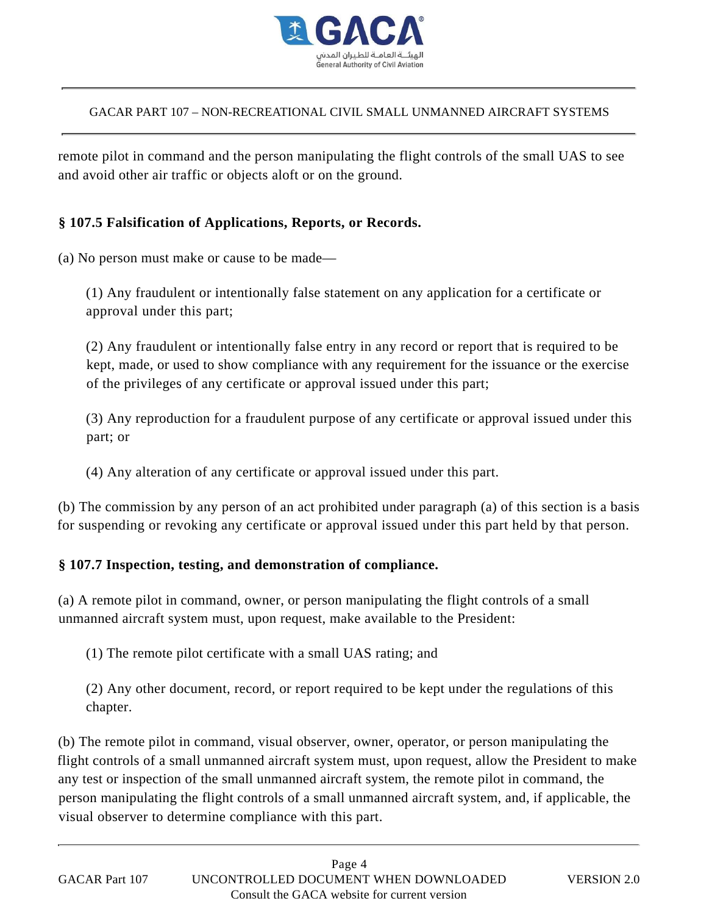remote pilot in command and the person manipulating the flight controls of the small UAS to see and avoid other air traffic or objects aloft or on the ground.

### § 107.5 Falsification of Applications, Reports, or Records.

(a) No person must make or cause to be made—

(1) Any fraudulent or intentionally false statement on any application for a certificate or approval under this part;

(2) Any fraudulent or intentionally false entry in any record or report that is required to be kept, made, or used to show compliance with any requirement for the issuance or the exercise of the privileges of any certificate or approval issued under this part;

(3) Any reproduction for a fraudulent purpose of any certificate or approval issued under this part; or

(4) Any alteration of any certificate or approval issued under this part.

(b) The commission by any person of an act prohibited under paragraph (a) of this section is a basis for suspending or revoking any certificate or approval issued under this part held by that person.

### § 107.7 Inspection, testing, and demonstration of compliance.

(a) A remote pilot in command, owner, or person manipulating the flight controls of a small unmanned aircraft system must, upon request, make available to the President:

(1) The remote pilot certificate with a small UAS rating; and

(2) Any other document, record, or report required to be kept under the regulations of this chapter.

(b) The remote pilot in command, visual observer, owner, operator, or person manipulating the flight controls of a small unmanned aircraft system must, upon request, allow the President to make any test or inspection of the small unmanned aircraft system, the remote pilot in command, the person manipulating the flight controls of a small unmanned aircraft system, and, if applicable, the visual observer to determine compliance with this part.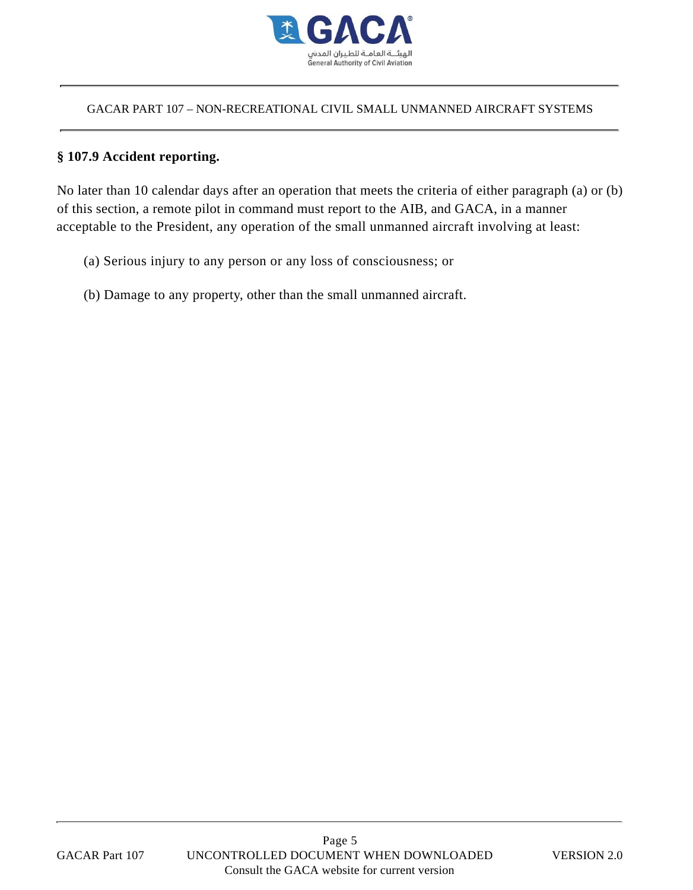### § 107.9 Accident reporting.

No later than 10 calendar days after an operation that meets the criteria of either paragraph (a) or (b) of this section, a remote pilot in command must report to the AIB, and GACA, in a manner acceptable to the President, any operation of the small unmanned aircraft involving at least:

(a) Serious injury to any person or any loss of consciousness; or

(b) Damage to any property, other than the small unmanned aircraft.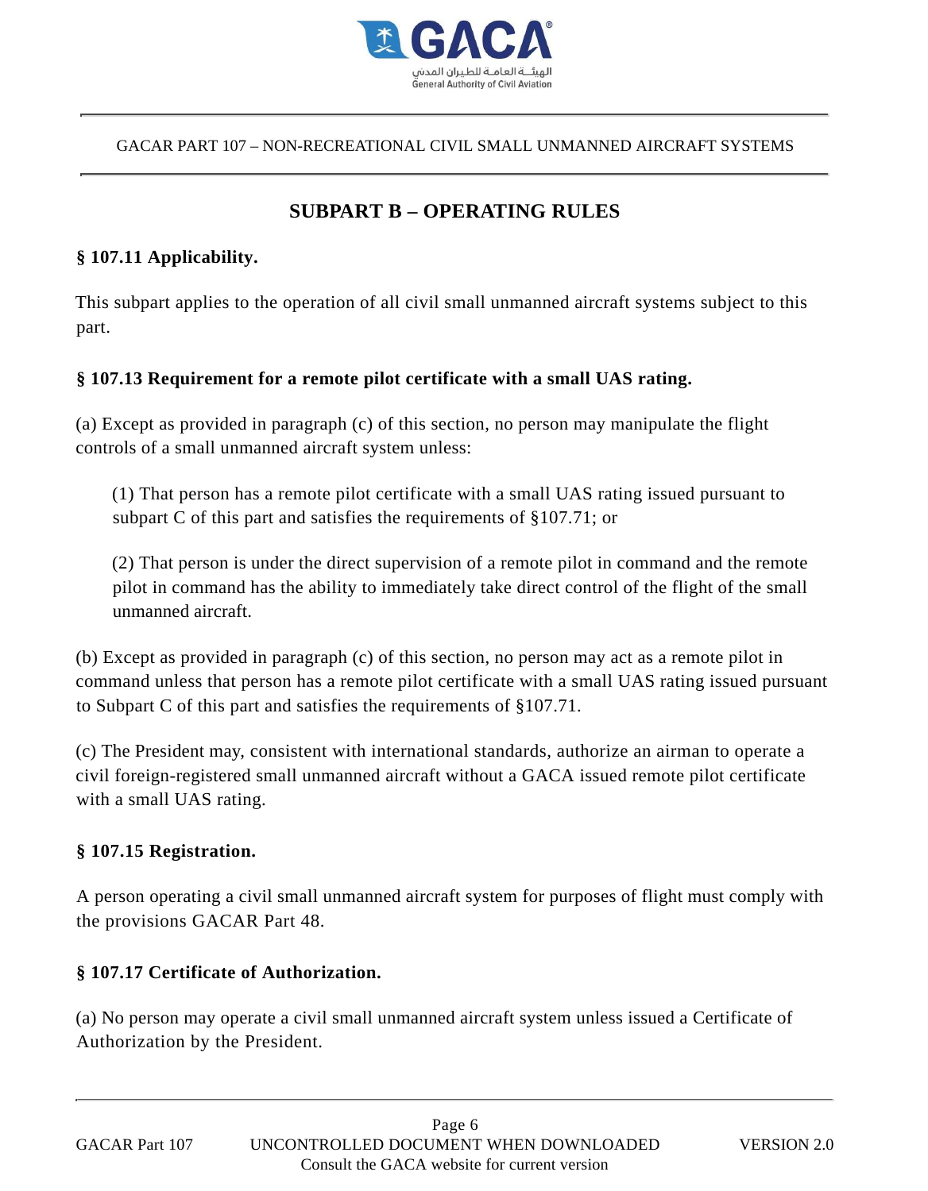## SUBPART B – OPERATING RULES

**§ 107.11 Applicability.**

This subpart applies to the operation of all civil small unmanned aircraft systems subject to this part.

**§ 107.13 Requirement for a remote pilot certificate with a small UAS rating.**

(a) Except as provided in paragraph (c) of this section, no person may manipulate the flight controls of a small unmanned aircraft system unless:

> (1) That person has a remote pilot certificate with a small UAS rating issued pursuant to subpart C of this part and satisfies the requirements of §107.71; or
>
> (2) That person is under the direct supervision of a remote pilot in command and the remote pilot in command has the ability to immediately take direct control of the flight of the small unmanned aircraft.

(b) Except as provided in paragraph (c) of this section, no person may act as a remote pilot in command unless that person has a remote pilot certificate with a small UAS rating issued pursuant to Subpart C of this part and satisfies the requirements of §107.71.

(c) The President may, consistent with international standards, authorize an airman to operate a civil foreign-registered small unmanned aircraft without a GACA issued remote pilot certificate with a small UAS rating.

**§ 107.15 Registration.**

A person operating a civil small unmanned aircraft system for purposes of flight must comply with the provisions GACAR Part 48.

**§ 107.17 Certificate of Authorization.**

(a) No person may operate a civil small unmanned aircraft system unless issued a Certificate of Authorization by the President.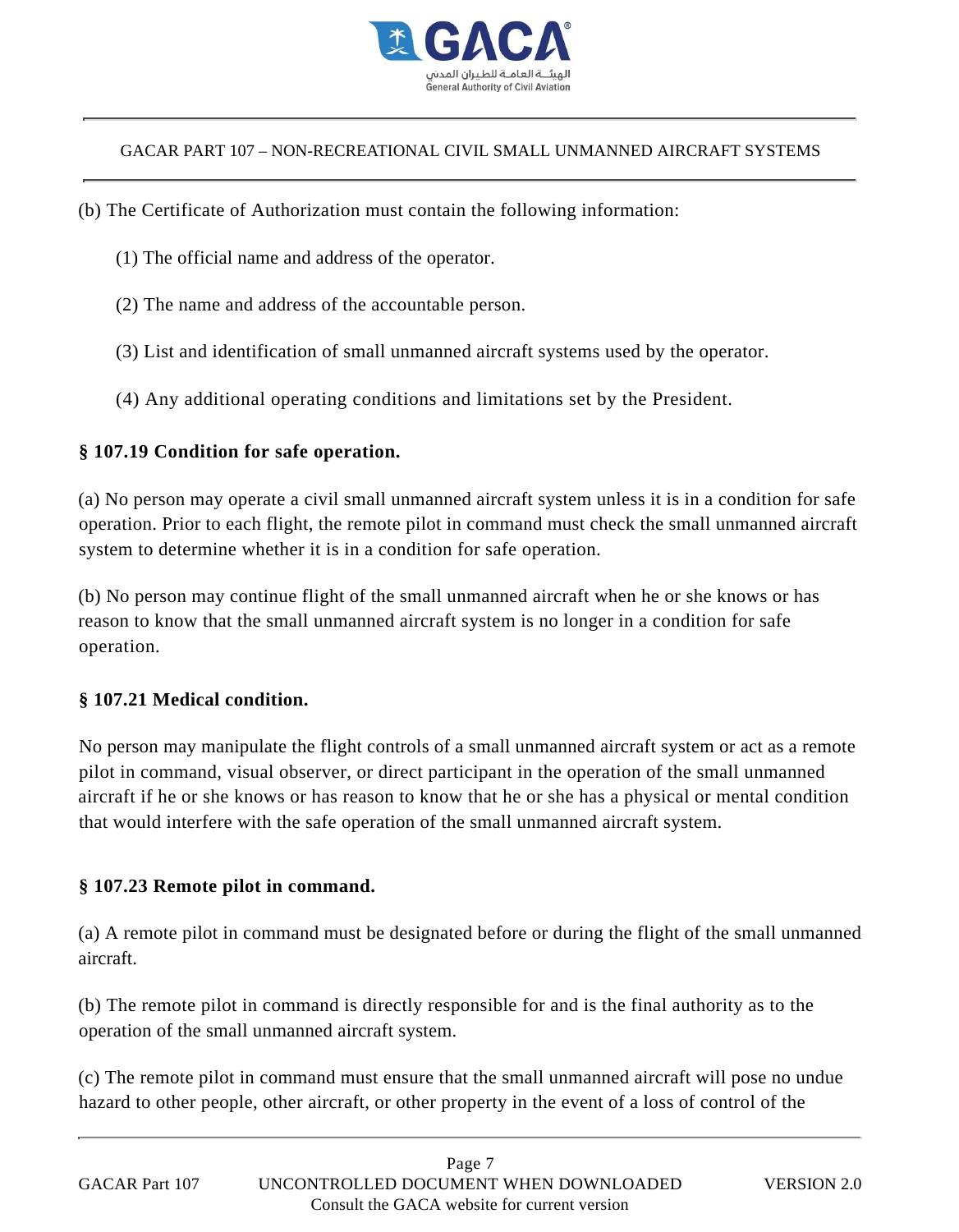(b) The Certificate of Authorization must contain the following information:

(1) The official name and address of the operator.

(2) The name and address of the accountable person.

(3) List and identification of small unmanned aircraft systems used by the operator.

(4) Any additional operating conditions and limitations set by the President.

### § 107.19 Condition for safe operation.

(a) No person may operate a civil small unmanned aircraft system unless it is in a condition for safe operation. Prior to each flight, the remote pilot in command must check the small unmanned aircraft system to determine whether it is in a condition for safe operation.

(b) No person may continue flight of the small unmanned aircraft when he or she knows or has reason to know that the small unmanned aircraft system is no longer in a condition for safe operation.

### § 107.21 Medical condition.

No person may manipulate the flight controls of a small unmanned aircraft system or act as a remote pilot in command, visual observer, or direct participant in the operation of the small unmanned aircraft if he or she knows or has reason to know that he or she has a physical or mental condition that would interfere with the safe operation of the small unmanned aircraft system.

### § 107.23 Remote pilot in command.

(a) A remote pilot in command must be designated before or during the flight of the small unmanned aircraft.

(b) The remote pilot in command is directly responsible for and is the final authority as to the operation of the small unmanned aircraft system.

(c) The remote pilot in command must ensure that the small unmanned aircraft will pose no undue hazard to other people, other aircraft, or other property in the event of a loss of control of the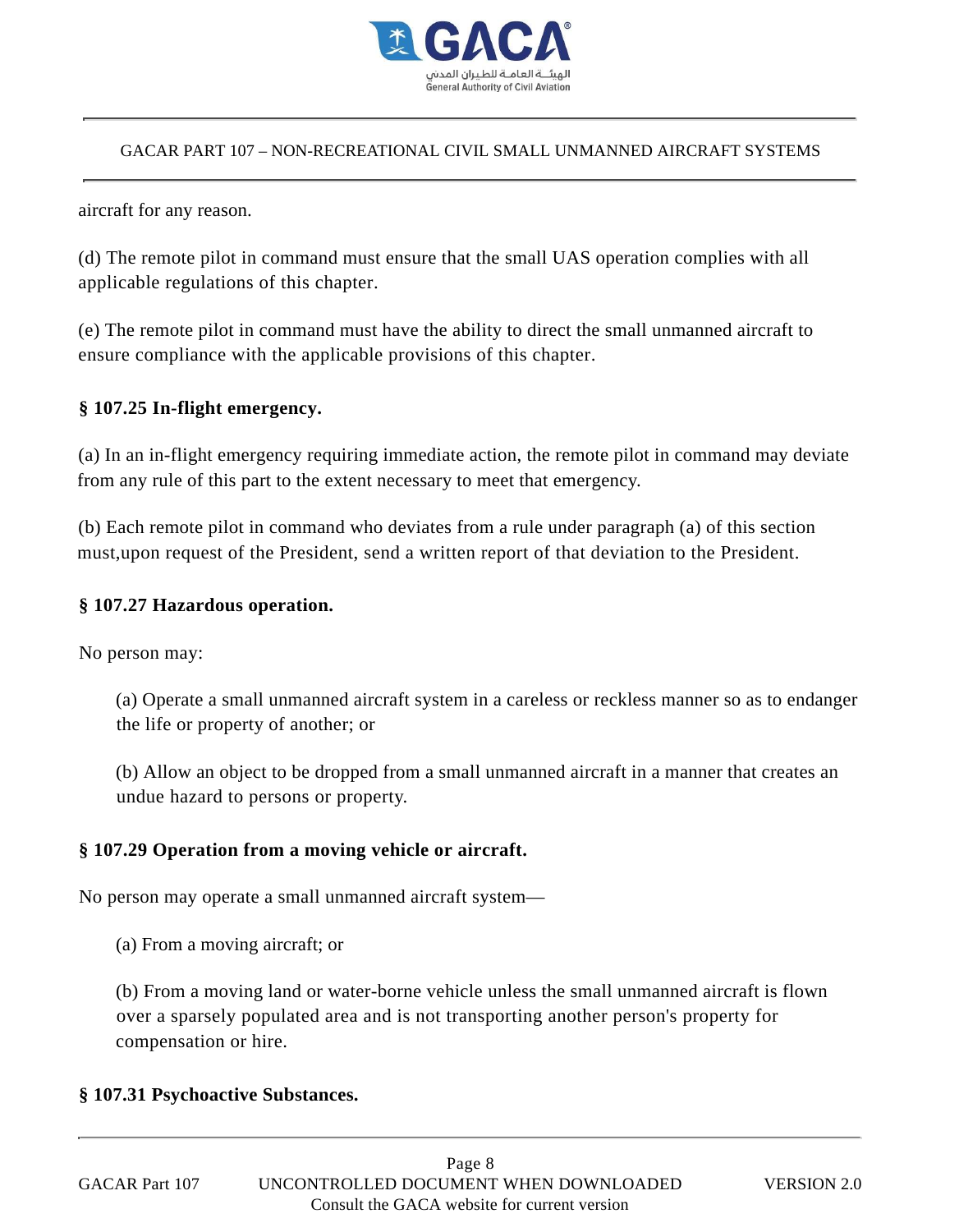aircraft for any reason.

(d) The remote pilot in command must ensure that the small UAS operation complies with all applicable regulations of this chapter.

(e) The remote pilot in command must have the ability to direct the small unmanned aircraft to ensure compliance with the applicable provisions of this chapter.

**§ 107.25 In-flight emergency.**

(a) In an in-flight emergency requiring immediate action, the remote pilot in command may deviate from any rule of this part to the extent necessary to meet that emergency.

(b) Each remote pilot in command who deviates from a rule under paragraph (a) of this section must,upon request of the President, send a written report of that deviation to the President.

**§ 107.27 Hazardous operation.**

No person may:

(a) Operate a small unmanned aircraft system in a careless or reckless manner so as to endanger the life or property of another; or

(b) Allow an object to be dropped from a small unmanned aircraft in a manner that creates an undue hazard to persons or property.

**§ 107.29 Operation from a moving vehicle or aircraft.**

No person may operate a small unmanned aircraft system—

(a) From a moving aircraft; or

(b) From a moving land or water-borne vehicle unless the small unmanned aircraft is flown over a sparsely populated area and is not transporting another person's property for compensation or hire.

**§ 107.31 Psychoactive Substances.**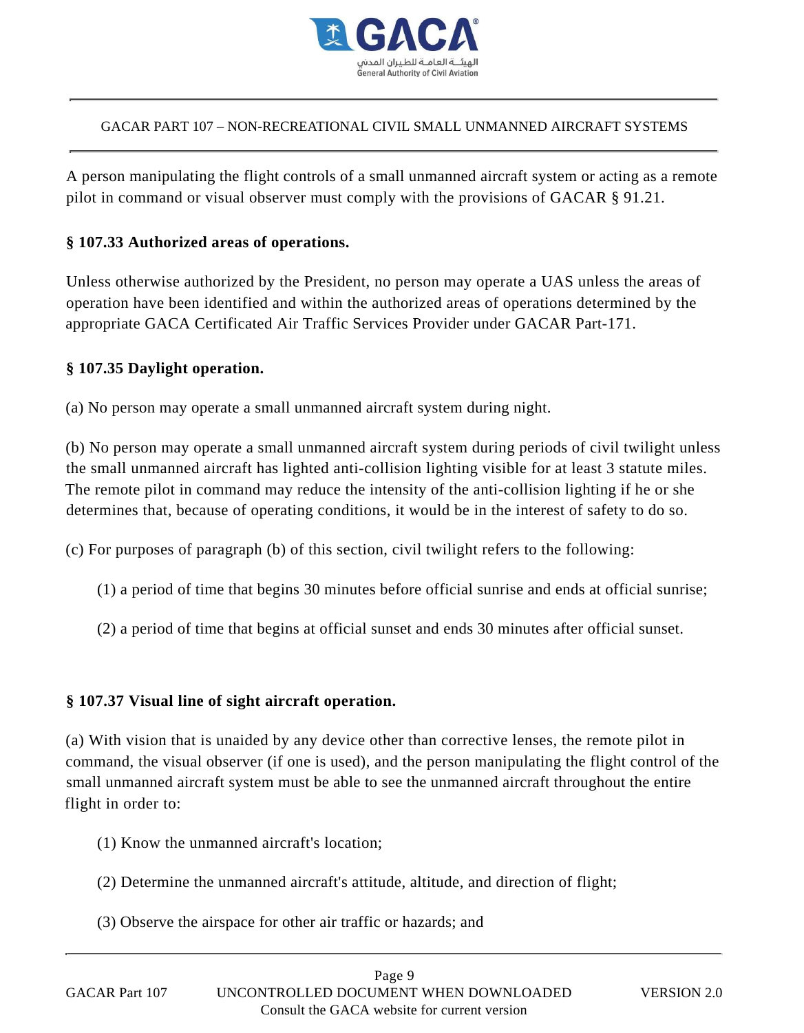A person manipulating the flight controls of a small unmanned aircraft system or acting as a remote pilot in command or visual observer must comply with the provisions of GACAR § 91.21.

**§ 107.33 Authorized areas of operations.**

Unless otherwise authorized by the President, no person may operate a UAS unless the areas of operation have been identified and within the authorized areas of operations determined by the appropriate GACA Certificated Air Traffic Services Provider under GACAR Part-171.

**§ 107.35 Daylight operation.**

(a) No person may operate a small unmanned aircraft system during night.

(b) No person may operate a small unmanned aircraft system during periods of civil twilight unless the small unmanned aircraft has lighted anti-collision lighting visible for at least 3 statute miles. The remote pilot in command may reduce the intensity of the anti-collision lighting if he or she determines that, because of operating conditions, it would be in the interest of safety to do so.

(c) For purposes of paragraph (b) of this section, civil twilight refers to the following:

(1) a period of time that begins 30 minutes before official sunrise and ends at official sunrise;

(2) a period of time that begins at official sunset and ends 30 minutes after official sunset.

**§ 107.37 Visual line of sight aircraft operation.**

(a) With vision that is unaided by any device other than corrective lenses, the remote pilot in command, the visual observer (if one is used), and the person manipulating the flight control of the small unmanned aircraft system must be able to see the unmanned aircraft throughout the entire flight in order to:

(1) Know the unmanned aircraft's location;

(2) Determine the unmanned aircraft's attitude, altitude, and direction of flight;

(3) Observe the airspace for other air traffic or hazards; and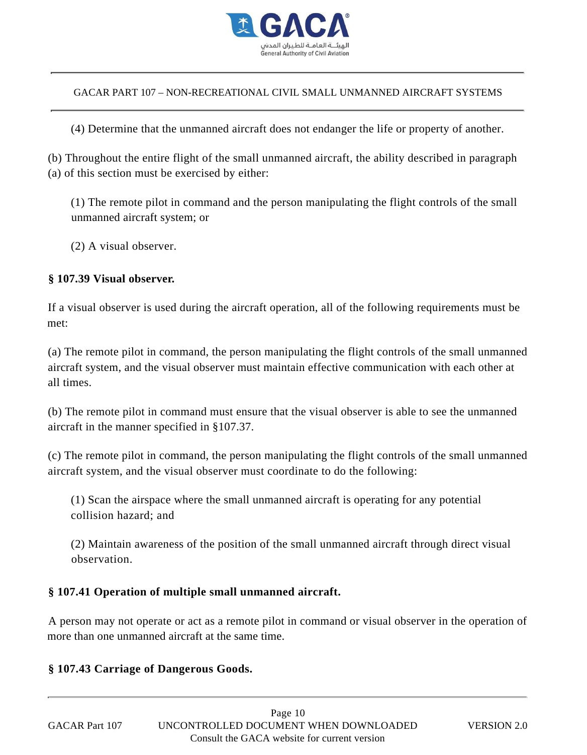(4) Determine that the unmanned aircraft does not endanger the life or property of another.

(b) Throughout the entire flight of the small unmanned aircraft, the ability described in paragraph (a) of this section must be exercised by either:

(1) The remote pilot in command and the person manipulating the flight controls of the small unmanned aircraft system; or

(2) A visual observer.

### § 107.39 Visual observer.

If a visual observer is used during the aircraft operation, all of the following requirements must be met:

(a) The remote pilot in command, the person manipulating the flight controls of the small unmanned aircraft system, and the visual observer must maintain effective communication with each other at all times.

(b) The remote pilot in command must ensure that the visual observer is able to see the unmanned aircraft in the manner specified in §107.37.

(c) The remote pilot in command, the person manipulating the flight controls of the small unmanned aircraft system, and the visual observer must coordinate to do the following:

(1) Scan the airspace where the small unmanned aircraft is operating for any potential collision hazard; and

(2) Maintain awareness of the position of the small unmanned aircraft through direct visual observation.

### § 107.41 Operation of multiple small unmanned aircraft.

A person may not operate or act as a remote pilot in command or visual observer in the operation of more than one unmanned aircraft at the same time.

### § 107.43 Carriage of Dangerous Goods.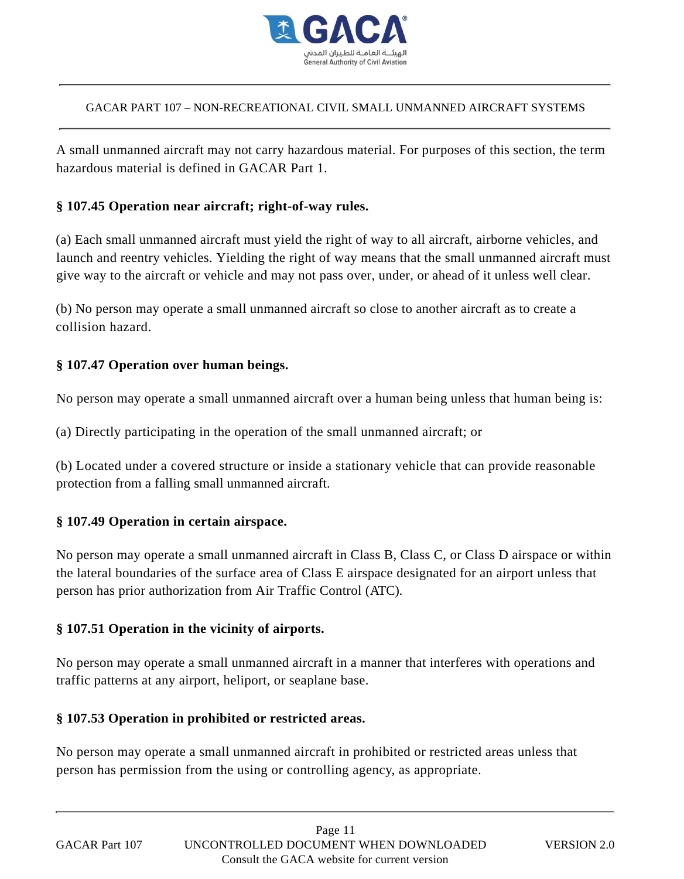A small unmanned aircraft may not carry hazardous material. For purposes of this section, the term hazardous material is defined in GACAR Part 1.

### § 107.45 Operation near aircraft; right-of-way rules.

(a) Each small unmanned aircraft must yield the right of way to all aircraft, airborne vehicles, and launch and reentry vehicles. Yielding the right of way means that the small unmanned aircraft must give way to the aircraft or vehicle and may not pass over, under, or ahead of it unless well clear.

(b) No person may operate a small unmanned aircraft so close to another aircraft as to create a collision hazard.

### § 107.47 Operation over human beings.

No person may operate a small unmanned aircraft over a human being unless that human being is:

(a) Directly participating in the operation of the small unmanned aircraft; or

(b) Located under a covered structure or inside a stationary vehicle that can provide reasonable protection from a falling small unmanned aircraft.

### § 107.49 Operation in certain airspace.

No person may operate a small unmanned aircraft in Class B, Class C, or Class D airspace or within the lateral boundaries of the surface area of Class E airspace designated for an airport unless that person has prior authorization from Air Traffic Control (ATC).

### § 107.51 Operation in the vicinity of airports.

No person may operate a small unmanned aircraft in a manner that interferes with operations and traffic patterns at any airport, heliport, or seaplane base.

### § 107.53 Operation in prohibited or restricted areas.

No person may operate a small unmanned aircraft in prohibited or restricted areas unless that person has permission from the using or controlling agency, as appropriate.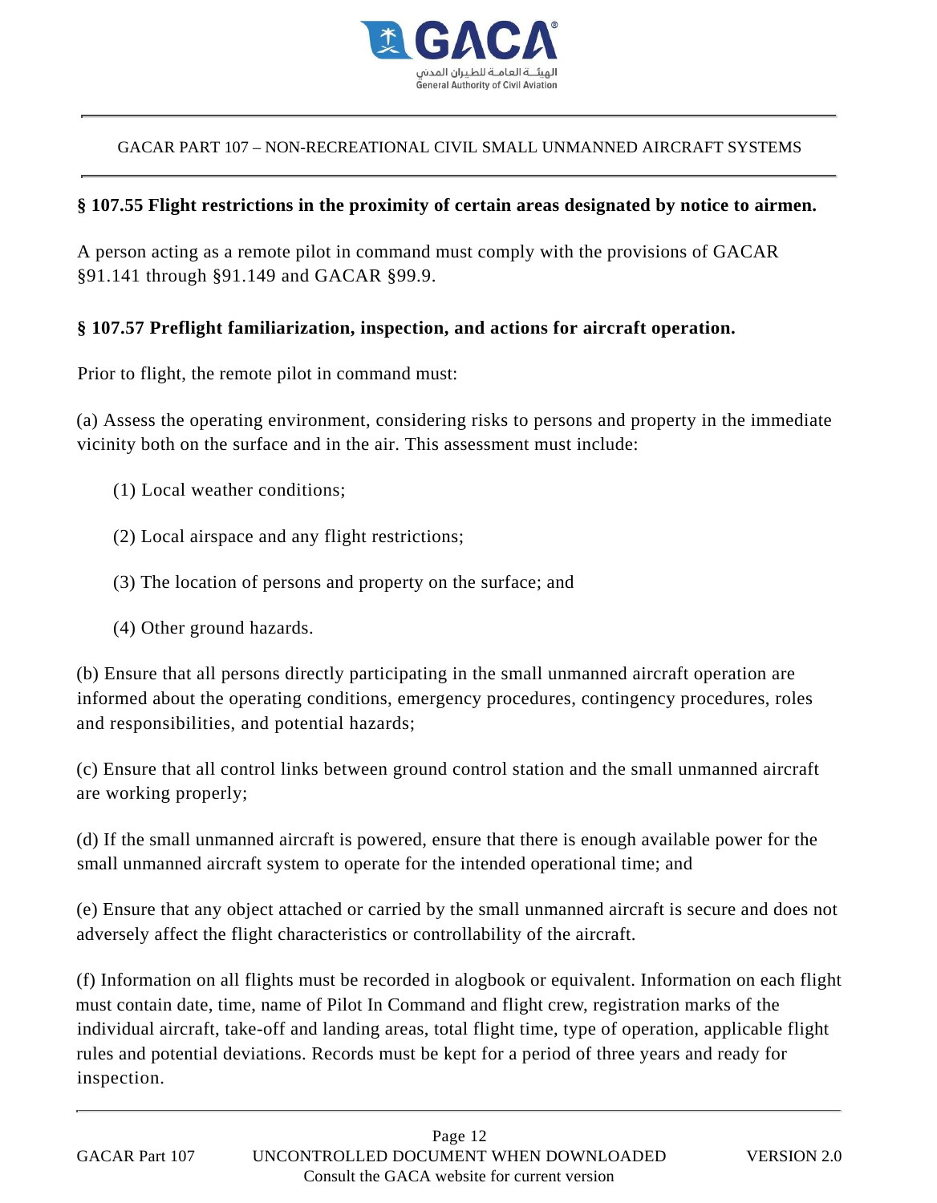### § 107.55 Flight restrictions in the proximity of certain areas designated by notice to airmen.

A person acting as a remote pilot in command must comply with the provisions of GACAR §91.141 through §91.149 and GACAR §99.9.

### § 107.57 Preflight familiarization, inspection, and actions for aircraft operation.

Prior to flight, the remote pilot in command must:

(a) Assess the operating environment, considering risks to persons and property in the immediate vicinity both on the surface and in the air. This assessment must include:

(1) Local weather conditions;

(2) Local airspace and any flight restrictions;

(3) The location of persons and property on the surface; and

(4) Other ground hazards.

(b) Ensure that all persons directly participating in the small unmanned aircraft operation are informed about the operating conditions, emergency procedures, contingency procedures, roles and responsibilities, and potential hazards;

(c) Ensure that all control links between ground control station and the small unmanned aircraft are working properly;

(d) If the small unmanned aircraft is powered, ensure that there is enough available power for the small unmanned aircraft system to operate for the intended operational time; and

(e) Ensure that any object attached or carried by the small unmanned aircraft is secure and does not adversely affect the flight characteristics or controllability of the aircraft.

(f) Information on all flights must be recorded in alogbook or equivalent. Information on each flight must contain date, time, name of Pilot In Command and flight crew, registration marks of the individual aircraft, take-off and landing areas, total flight time, type of operation, applicable flight rules and potential deviations. Records must be kept for a period of three years and ready for inspection.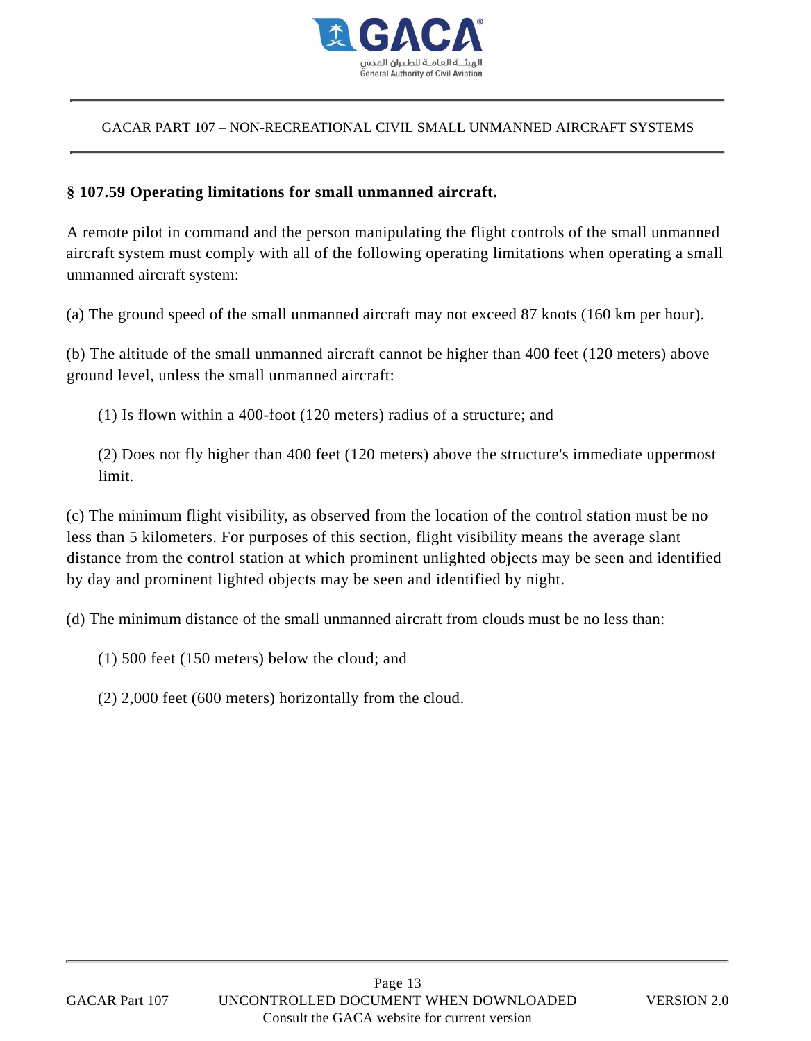### § 107.59 Operating limitations for small unmanned aircraft.

A remote pilot in command and the person manipulating the flight controls of the small unmanned aircraft system must comply with all of the following operating limitations when operating a small unmanned aircraft system:

(a) The ground speed of the small unmanned aircraft may not exceed 87 knots (160 km per hour).

(b) The altitude of the small unmanned aircraft cannot be higher than 400 feet (120 meters) above ground level, unless the small unmanned aircraft:

(1) Is flown within a 400-foot (120 meters) radius of a structure; and

(2) Does not fly higher than 400 feet (120 meters) above the structure's immediate uppermost limit.

(c) The minimum flight visibility, as observed from the location of the control station must be no less than 5 kilometers. For purposes of this section, flight visibility means the average slant distance from the control station at which prominent unlighted objects may be seen and identified by day and prominent lighted objects may be seen and identified by night.

(d) The minimum distance of the small unmanned aircraft from clouds must be no less than:

(1) 500 feet (150 meters) below the cloud; and

(2) 2,000 feet (600 meters) horizontally from the cloud.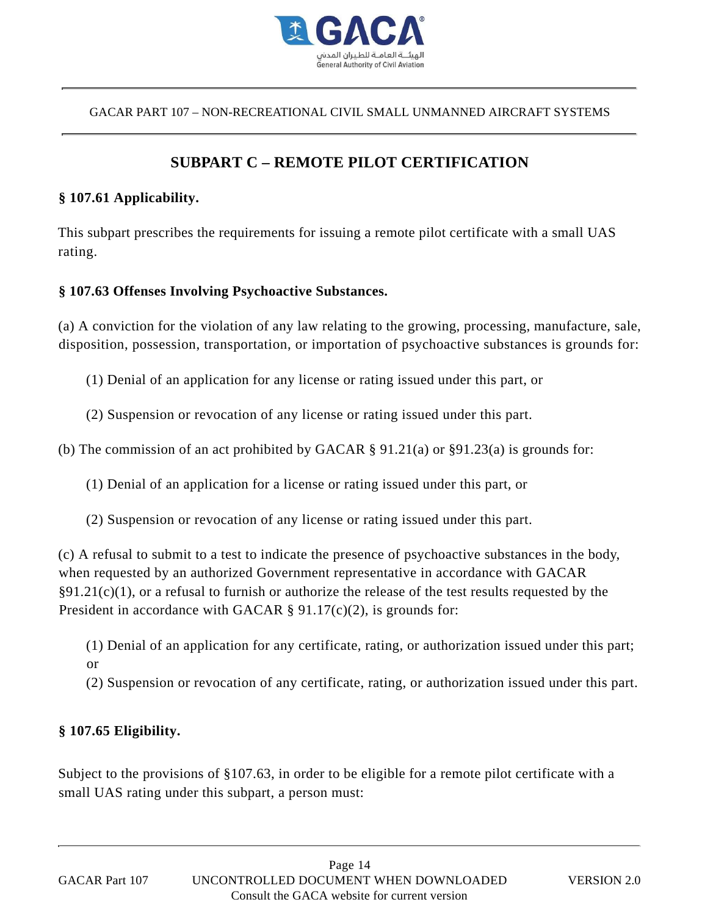## SUBPART C – REMOTE PILOT CERTIFICATION

### § 107.61 Applicability.

This subpart prescribes the requirements for issuing a remote pilot certificate with a small UAS rating.

### § 107.63 Offenses Involving Psychoactive Substances.

(a) A conviction for the violation of any law relating to the growing, processing, manufacture, sale, disposition, possession, transportation, or importation of psychoactive substances is grounds for:

(1) Denial of an application for any license or rating issued under this part, or

(2) Suspension or revocation of any license or rating issued under this part.

(b) The commission of an act prohibited by GACAR § 91.21(a) or §91.23(a) is grounds for:

(1) Denial of an application for a license or rating issued under this part, or

(2) Suspension or revocation of any license or rating issued under this part.

(c) A refusal to submit to a test to indicate the presence of psychoactive substances in the body, when requested by an authorized Government representative in accordance with GACAR §91.21(c)(1), or a refusal to furnish or authorize the release of the test results requested by the President in accordance with GACAR § 91.17(c)(2), is grounds for:

(1) Denial of an application for any certificate, rating, or authorization issued under this part; or

(2) Suspension or revocation of any certificate, rating, or authorization issued under this part.

### § 107.65 Eligibility.

Subject to the provisions of §107.63, in order to be eligible for a remote pilot certificate with a small UAS rating under this subpart, a person must: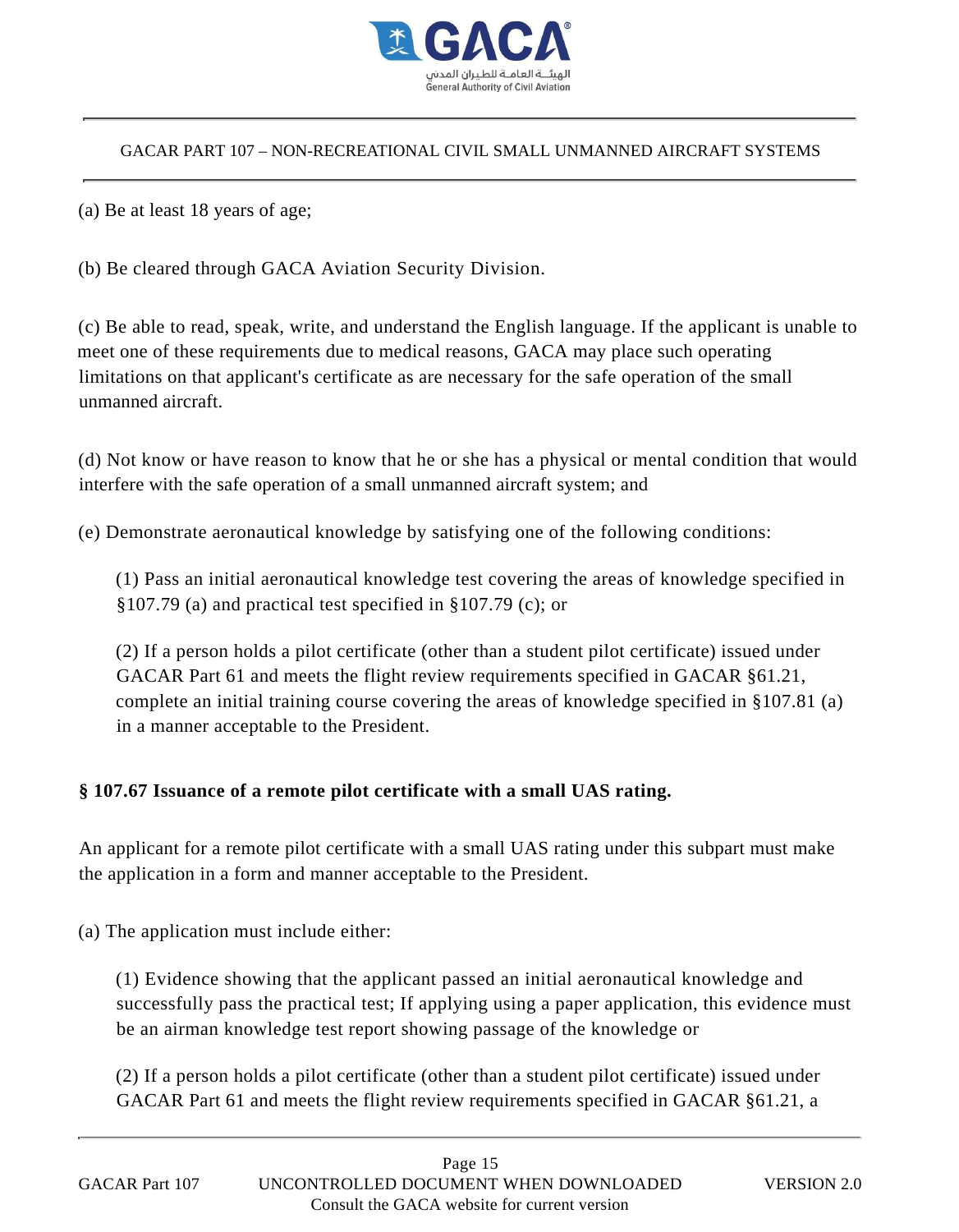(a) Be at least 18 years of age;

(b) Be cleared through GACA Aviation Security Division.

(c) Be able to read, speak, write, and understand the English language. If the applicant is unable to meet one of these requirements due to medical reasons, GACA may place such operating limitations on that applicant's certificate as are necessary for the safe operation of the small unmanned aircraft.

(d) Not know or have reason to know that he or she has a physical or mental condition that would interfere with the safe operation of a small unmanned aircraft system; and

(e) Demonstrate aeronautical knowledge by satisfying one of the following conditions:

(1) Pass an initial aeronautical knowledge test covering the areas of knowledge specified in §107.79 (a) and practical test specified in §107.79 (c); or

(2) If a person holds a pilot certificate (other than a student pilot certificate) issued under GACAR Part 61 and meets the flight review requirements specified in GACAR §61.21, complete an initial training course covering the areas of knowledge specified in §107.81 (a) in a manner acceptable to the President.

**§ 107.67 Issuance of a remote pilot certificate with a small UAS rating.**

An applicant for a remote pilot certificate with a small UAS rating under this subpart must make the application in a form and manner acceptable to the President.

(a) The application must include either:

(1) Evidence showing that the applicant passed an initial aeronautical knowledge and successfully pass the practical test; If applying using a paper application, this evidence must be an airman knowledge test report showing passage of the knowledge or

(2) If a person holds a pilot certificate (other than a student pilot certificate) issued under GACAR Part 61 and meets the flight review requirements specified in GACAR §61.21, a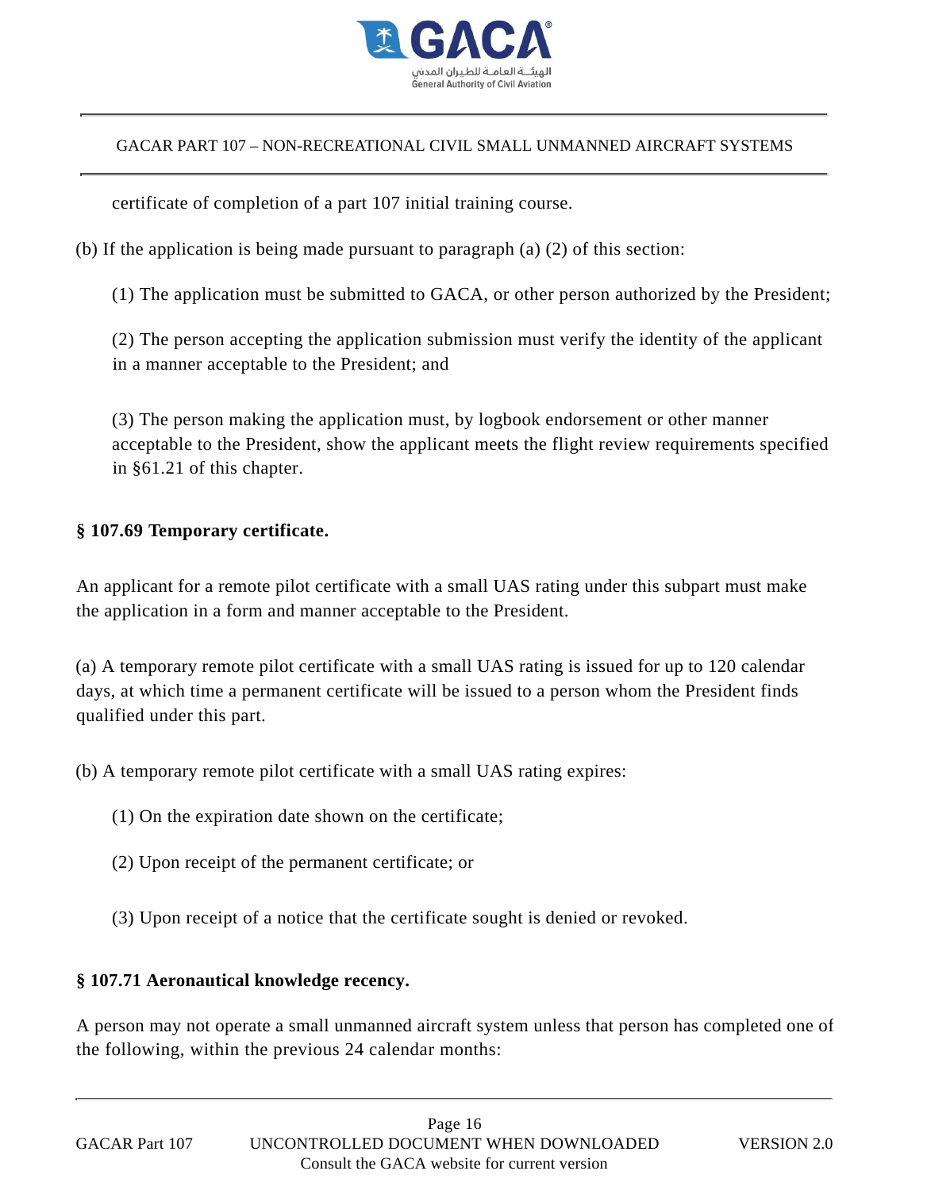certificate of completion of a part 107 initial training course.

(b) If the application is being made pursuant to paragraph (a) (2) of this section:

(1) The application must be submitted to GACA, or other person authorized by the President;

(2) The person accepting the application submission must verify the identity of the applicant in a manner acceptable to the President; and

(3) The person making the application must, by logbook endorsement or other manner acceptable to the President, show the applicant meets the flight review requirements specified in §61.21 of this chapter.

**§ 107.69 Temporary certificate.**

An applicant for a remote pilot certificate with a small UAS rating under this subpart must make the application in a form and manner acceptable to the President.

(a) A temporary remote pilot certificate with a small UAS rating is issued for up to 120 calendar days, at which time a permanent certificate will be issued to a person whom the President finds qualified under this part.

(b) A temporary remote pilot certificate with a small UAS rating expires:

(1) On the expiration date shown on the certificate;

(2) Upon receipt of the permanent certificate; or

(3) Upon receipt of a notice that the certificate sought is denied or revoked.

**§ 107.71 Aeronautical knowledge recency.**

A person may not operate a small unmanned aircraft system unless that person has completed one of the following, within the previous 24 calendar months: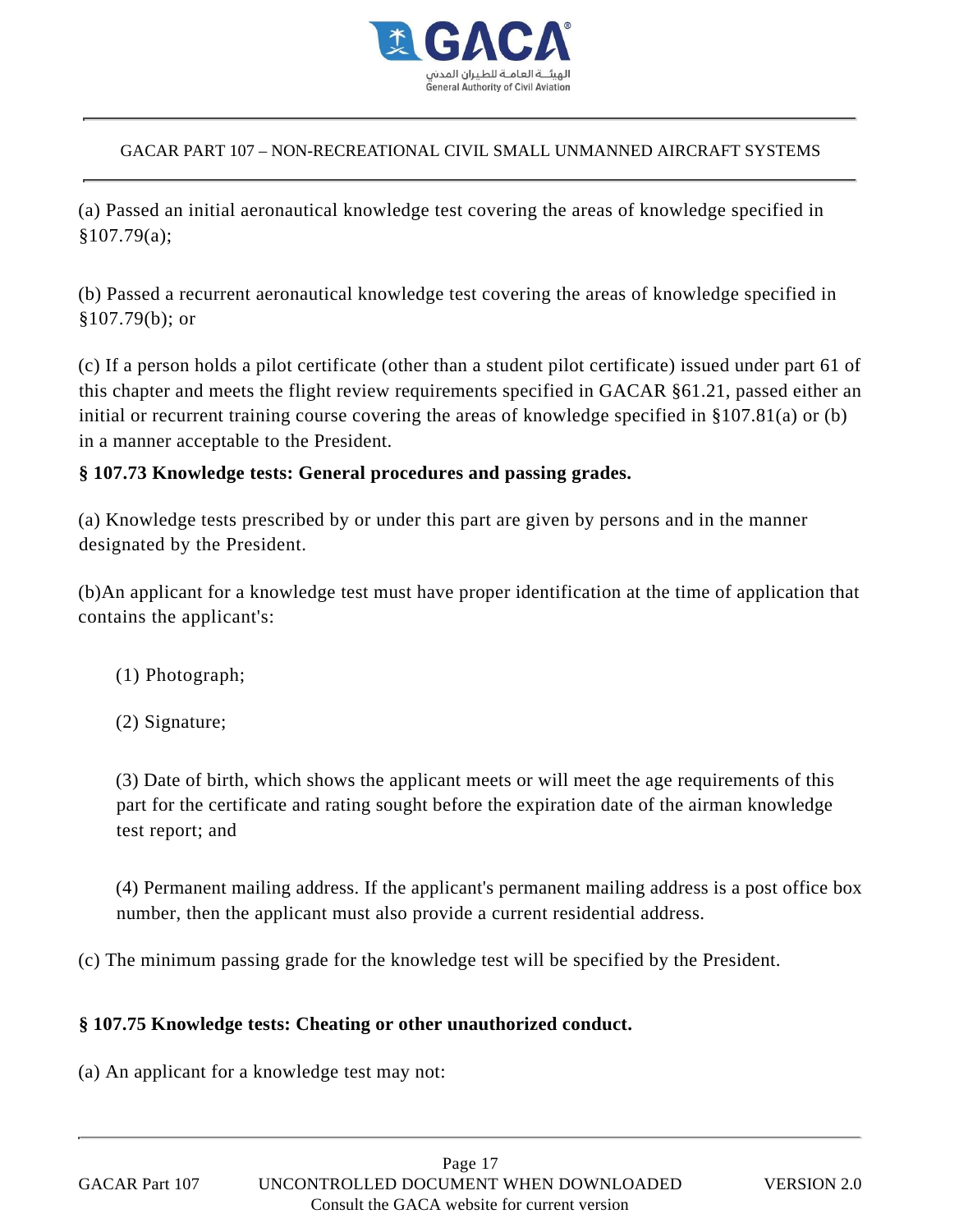(a) Passed an initial aeronautical knowledge test covering the areas of knowledge specified in §107.79(a);

(b) Passed a recurrent aeronautical knowledge test covering the areas of knowledge specified in §107.79(b); or

(c) If a person holds a pilot certificate (other than a student pilot certificate) issued under part 61 of this chapter and meets the flight review requirements specified in GACAR §61.21, passed either an initial or recurrent training course covering the areas of knowledge specified in §107.81(a) or (b) in a manner acceptable to the President.

**§ 107.73 Knowledge tests: General procedures and passing grades.**

(a) Knowledge tests prescribed by or under this part are given by persons and in the manner designated by the President.

(b)An applicant for a knowledge test must have proper identification at the time of application that contains the applicant's:

(1) Photograph;

(2) Signature;

(3) Date of birth, which shows the applicant meets or will meet the age requirements of this part for the certificate and rating sought before the expiration date of the airman knowledge test report; and

(4) Permanent mailing address. If the applicant's permanent mailing address is a post office box number, then the applicant must also provide a current residential address.

(c) The minimum passing grade for the knowledge test will be specified by the President.

**§ 107.75 Knowledge tests: Cheating or other unauthorized conduct.**

(a) An applicant for a knowledge test may not: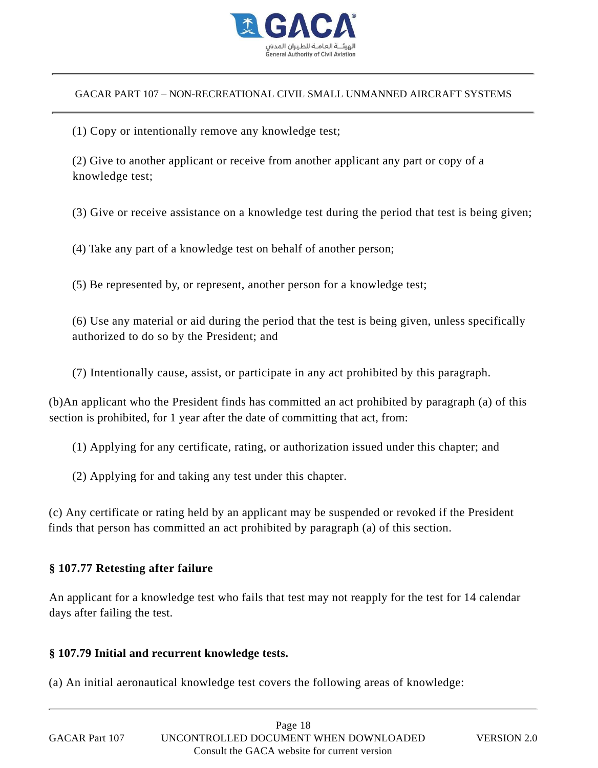(1) Copy or intentionally remove any knowledge test;

(2) Give to another applicant or receive from another applicant any part or copy of a knowledge test;

(3) Give or receive assistance on a knowledge test during the period that test is being given;

(4) Take any part of a knowledge test on behalf of another person;

(5) Be represented by, or represent, another person for a knowledge test;

(6) Use any material or aid during the period that the test is being given, unless specifically authorized to do so by the President; and

(7) Intentionally cause, assist, or participate in any act prohibited by this paragraph.

(b)An applicant who the President finds has committed an act prohibited by paragraph (a) of this section is prohibited, for 1 year after the date of committing that act, from:

(1) Applying for any certificate, rating, or authorization issued under this chapter; and

(2) Applying for and taking any test under this chapter.

(c) Any certificate or rating held by an applicant may be suspended or revoked if the President finds that person has committed an act prohibited by paragraph (a) of this section.

**§ 107.77 Retesting after failure**

An applicant for a knowledge test who fails that test may not reapply for the test for 14 calendar days after failing the test.

**§ 107.79 Initial and recurrent knowledge tests.**

(a) An initial aeronautical knowledge test covers the following areas of knowledge: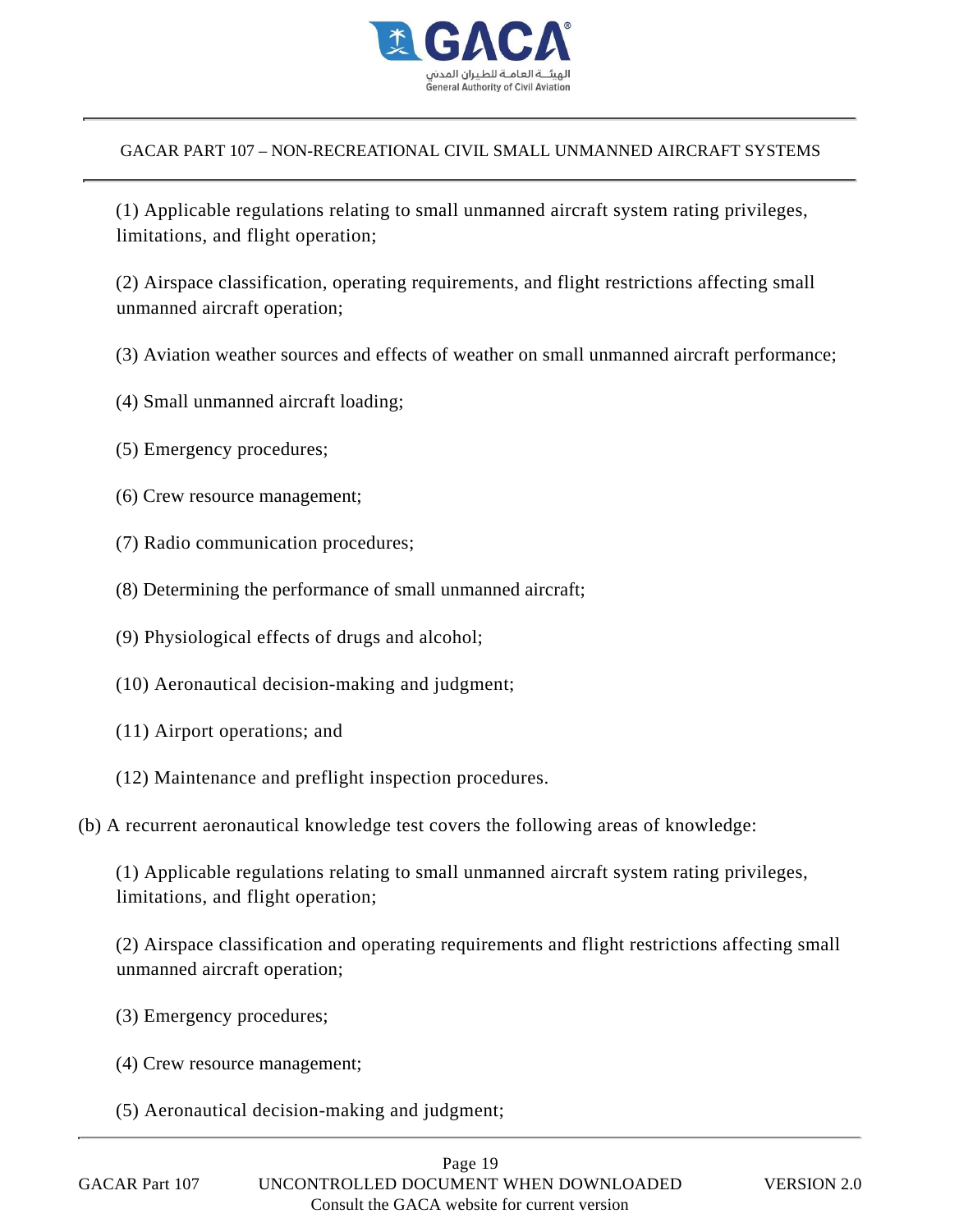(1) Applicable regulations relating to small unmanned aircraft system rating privileges, limitations, and flight operation;

(2) Airspace classification, operating requirements, and flight restrictions affecting small unmanned aircraft operation;

(3) Aviation weather sources and effects of weather on small unmanned aircraft performance;

(4) Small unmanned aircraft loading;

(5) Emergency procedures;

(6) Crew resource management;

(7) Radio communication procedures;

(8) Determining the performance of small unmanned aircraft;

(9) Physiological effects of drugs and alcohol;

(10) Aeronautical decision-making and judgment;

(11) Airport operations; and

(12) Maintenance and preflight inspection procedures.

(b) A recurrent aeronautical knowledge test covers the following areas of knowledge:

(1) Applicable regulations relating to small unmanned aircraft system rating privileges, limitations, and flight operation;

(2) Airspace classification and operating requirements and flight restrictions affecting small unmanned aircraft operation;

(3) Emergency procedures;

(4) Crew resource management;

(5) Aeronautical decision-making and judgment;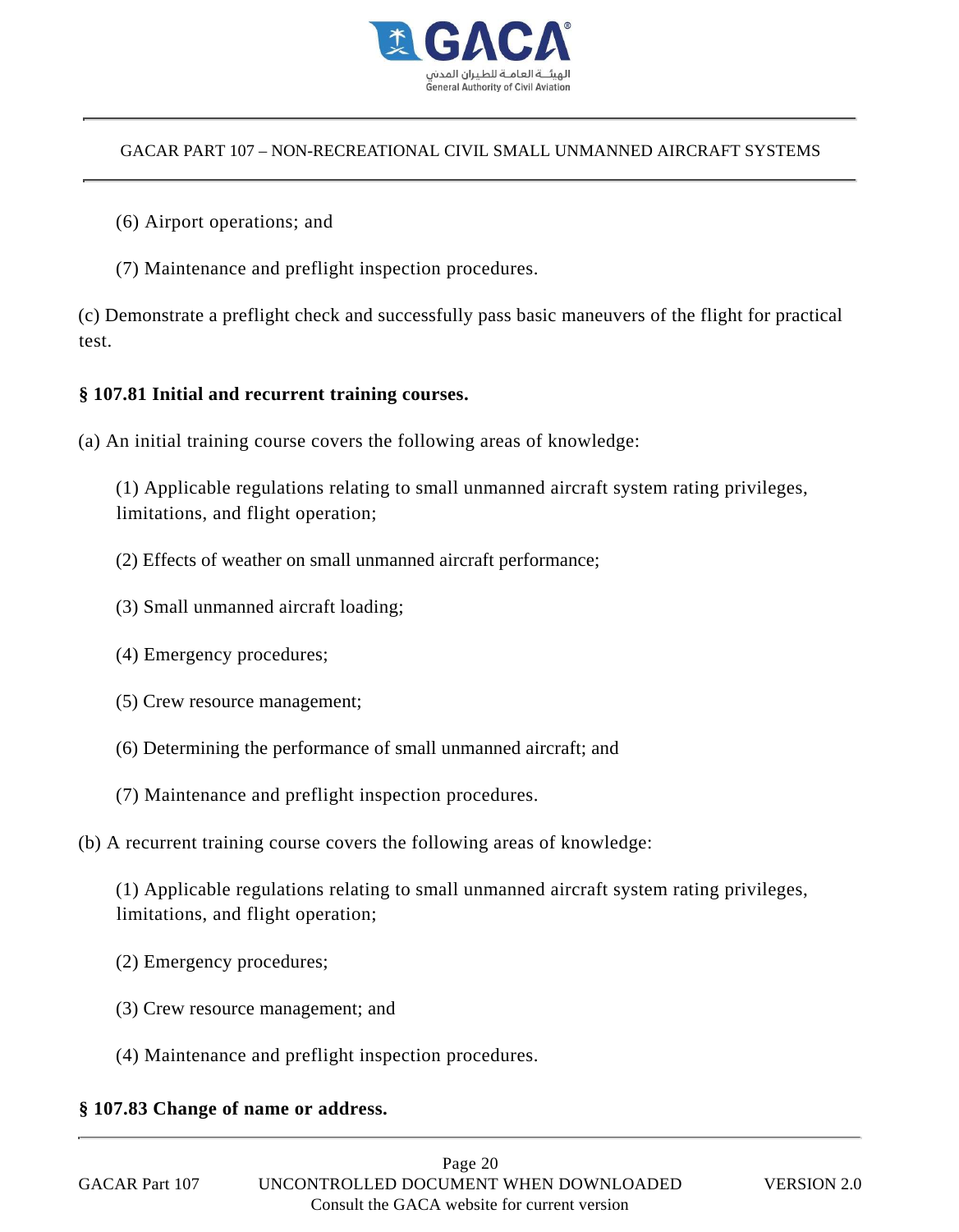(6) Airport operations; and

(7) Maintenance and preflight inspection procedures.

(c) Demonstrate a preflight check and successfully pass basic maneuvers of the flight for practical test.

**§ 107.81 Initial and recurrent training courses.**

(a) An initial training course covers the following areas of knowledge:

(1) Applicable regulations relating to small unmanned aircraft system rating privileges, limitations, and flight operation;

(2) Effects of weather on small unmanned aircraft performance;

(3) Small unmanned aircraft loading;

(4) Emergency procedures;

(5) Crew resource management;

(6) Determining the performance of small unmanned aircraft; and

(7) Maintenance and preflight inspection procedures.

(b) A recurrent training course covers the following areas of knowledge:

(1) Applicable regulations relating to small unmanned aircraft system rating privileges, limitations, and flight operation;

(2) Emergency procedures;

(3) Crew resource management; and

(4) Maintenance and preflight inspection procedures.

**§ 107.83 Change of name or address.**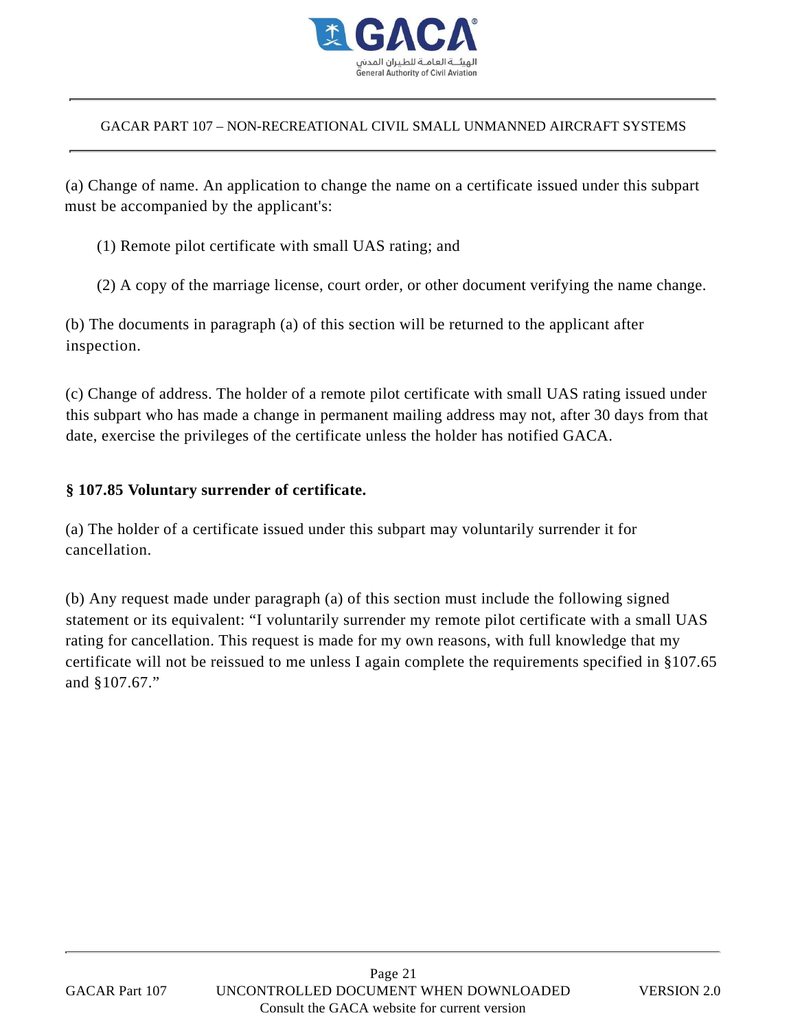(a) Change of name. An application to change the name on a certificate issued under this subpart must be accompanied by the applicant's:

(1) Remote pilot certificate with small UAS rating; and

(2) A copy of the marriage license, court order, or other document verifying the name change.

(b) The documents in paragraph (a) of this section will be returned to the applicant after inspection.

(c) Change of address. The holder of a remote pilot certificate with small UAS rating issued under this subpart who has made a change in permanent mailing address may not, after 30 days from that date, exercise the privileges of the certificate unless the holder has notified GACA.

### § 107.85 Voluntary surrender of certificate.

(a) The holder of a certificate issued under this subpart may voluntarily surrender it for cancellation.

(b) Any request made under paragraph (a) of this section must include the following signed statement or its equivalent: "I voluntarily surrender my remote pilot certificate with a small UAS rating for cancellation. This request is made for my own reasons, with full knowledge that my certificate will not be reissued to me unless I again complete the requirements specified in §107.65 and §107.67."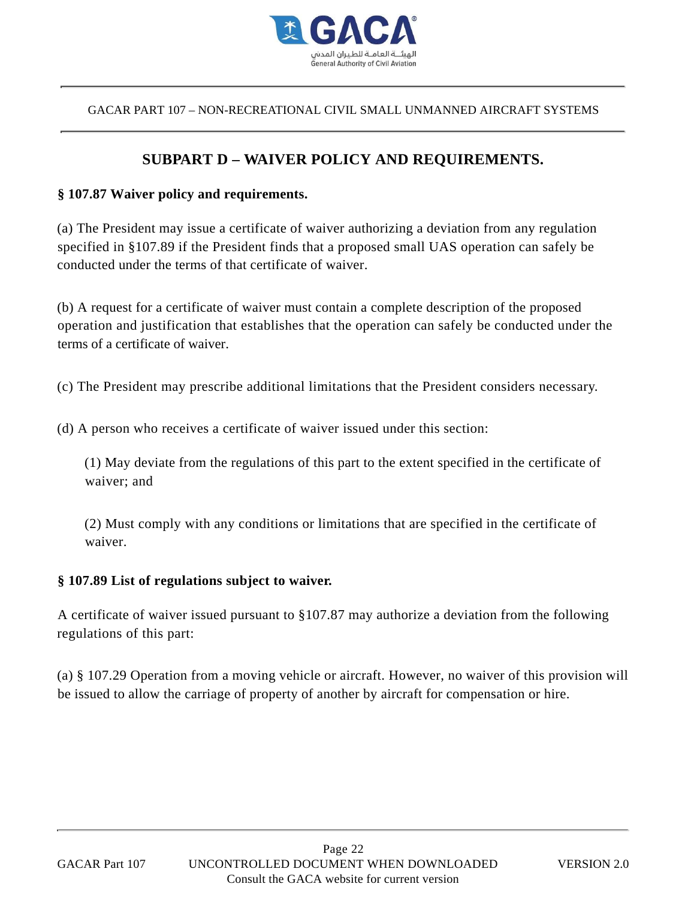## SUBPART D – WAIVER POLICY AND REQUIREMENTS.

### § 107.87 Waiver policy and requirements.

(a) The President may issue a certificate of waiver authorizing a deviation from any regulation specified in §107.89 if the President finds that a proposed small UAS operation can safely be conducted under the terms of that certificate of waiver.

(b) A request for a certificate of waiver must contain a complete description of the proposed operation and justification that establishes that the operation can safely be conducted under the terms of a certificate of waiver.

(c) The President may prescribe additional limitations that the President considers necessary.

(d) A person who receives a certificate of waiver issued under this section:

(1) May deviate from the regulations of this part to the extent specified in the certificate of waiver; and

(2) Must comply with any conditions or limitations that are specified in the certificate of waiver.

### § 107.89 List of regulations subject to waiver.

A certificate of waiver issued pursuant to §107.87 may authorize a deviation from the following regulations of this part:

(a) § 107.29 Operation from a moving vehicle or aircraft. However, no waiver of this provision will be issued to allow the carriage of property of another by aircraft for compensation or hire.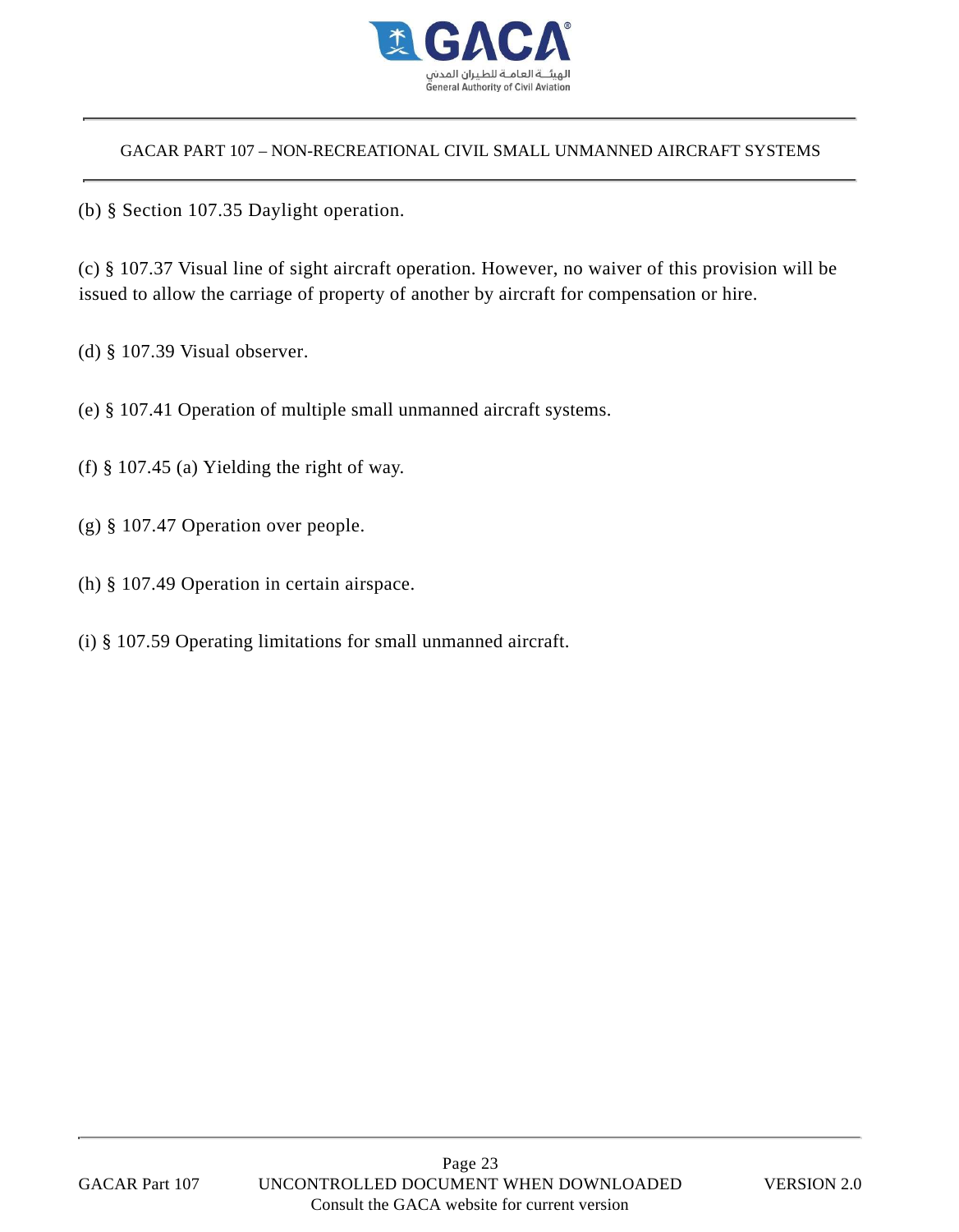(b) § Section 107.35 Daylight operation.

(c) § 107.37 Visual line of sight aircraft operation. However, no waiver of this provision will be issued to allow the carriage of property of another by aircraft for compensation or hire.

(d) § 107.39 Visual observer.

(e) § 107.41 Operation of multiple small unmanned aircraft systems.

(f) § 107.45 (a) Yielding the right of way.

(g) § 107.47 Operation over people.

(h) § 107.49 Operation in certain airspace.

(i) § 107.59 Operating limitations for small unmanned aircraft.